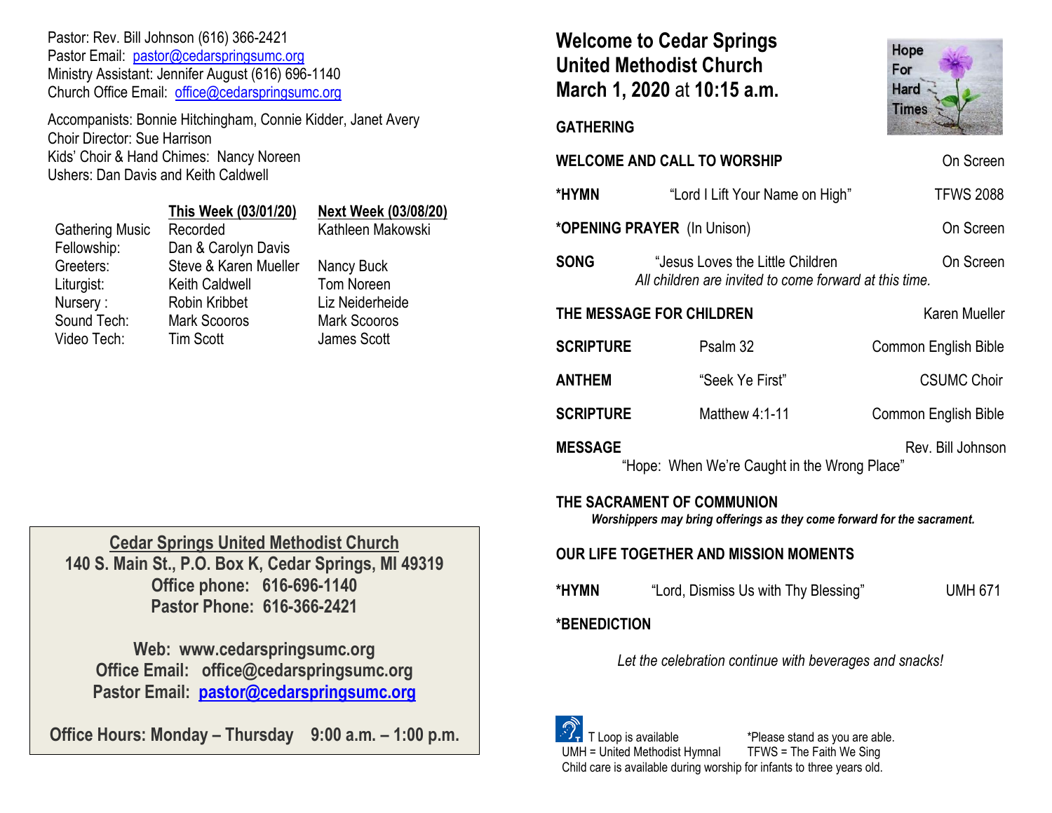Pastor: Rev. Bill Johnson (616) 366-2421
Pastor Email: pastor@cedarspringsumc.org
Ministry Assistant: Jennifer August (616) 696-1140
Church Office Email: office@cedarspringsumc.org

Accompanists: Bonnie Hitchingham, Connie Kidder, Janet Avery
Choir Director: Sue Harrison
Kids' Choir & Hand Chimes: Nancy Noreen
Ushers: Dan Davis and Keith Caldwell

| | This Week (03/01/20) | Next Week (03/08/20) |
|---|---|---|
| Gathering Music | Recorded | Kathleen Makowski |
| Fellowship: | Dan & Carolyn Davis | |
| Greeters: | Steve & Karen Mueller | Nancy Buck |
| Liturgist: | Keith Caldwell | Tom Noreen |
| Nursery : | Robin Kribbet | Liz Neiderheide |
| Sound Tech: | Mark Scooros | Mark Scooros |
| Video Tech: | Tim Scott | James Scott |

**Cedar Springs United Methodist Church**
**140 S. Main St., P.O. Box K, Cedar Springs, MI 49319**
**Office phone: 616-696-1140**
**Pastor Phone: 616-366-2421**

**Web: www.cedarspringsumc.org**
**Office Email: office@cedarspringsumc.org**
**Pastor Email: pastor@cedarspringsumc.org**

**Office Hours: Monday – Thursday 9:00 a.m. – 1:00 p.m.**

# Welcome to Cedar Springs United Methodist Church March 1, 2020 at 10:15 a.m.

Hope For Hard Times

## GATHERING

**WELCOME AND CALL TO WORSHIP** — On Screen

**\*HYMN** "Lord I Lift Your Name on High" — TFWS 2088

**\*OPENING PRAYER** (In Unison) — On Screen

**SONG** "Jesus Loves the Little Children — On Screen
*All children are invited to come forward at this time.*

**THE MESSAGE FOR CHILDREN** — Karen Mueller

**SCRIPTURE** Psalm 32 — Common English Bible

**ANTHEM** "Seek Ye First" — CSUMC Choir

**SCRIPTURE** Matthew 4:1-11 — Common English Bible

**MESSAGE** — Rev. Bill Johnson
"Hope: When We're Caught in the Wrong Place"

**THE SACRAMENT OF COMMUNION**
***Worshippers may bring offerings as they come forward for the sacrament.***

**OUR LIFE TOGETHER AND MISSION MOMENTS**

**\*HYMN** "Lord, Dismiss Us with Thy Blessing" — UMH 671

**\*BENEDICTION**

*Let the celebration continue with beverages and snacks!*

T Loop is available — \*Please stand as you are able.
UMH = United Methodist Hymnal — TFWS = The Faith We Sing
Child care is available during worship for infants to three years old.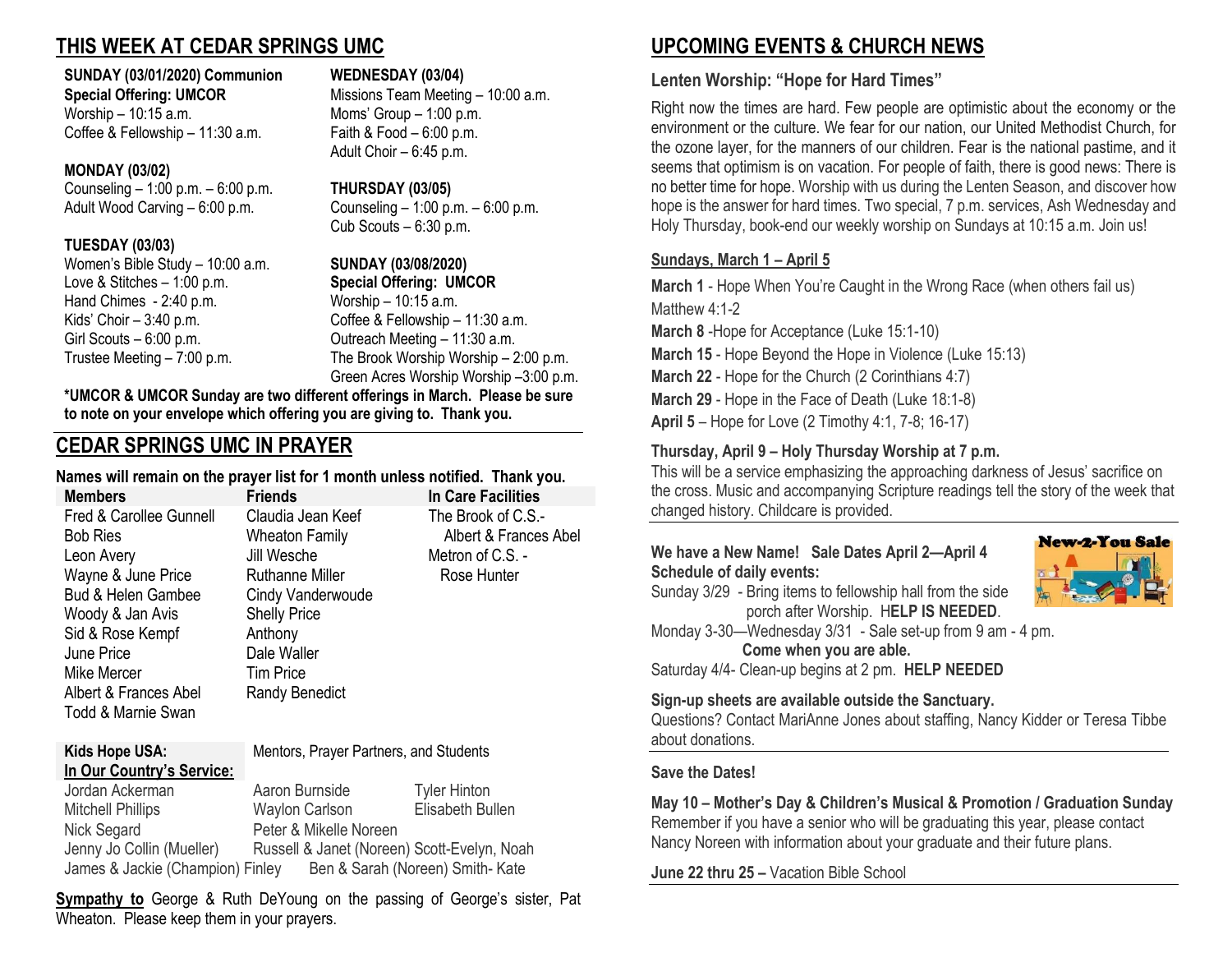## THIS WEEK AT CEDAR SPRINGS UMC

**SUNDAY (03/01/2020) Communion**
**Special Offering: UMCOR**
Worship – 10:15 a.m.
Coffee & Fellowship – 11:30 a.m.

**MONDAY (03/02)**
Counseling – 1:00 p.m. – 6:00 p.m.
Adult Wood Carving – 6:00 p.m.

**TUESDAY (03/03)**
Women's Bible Study – 10:00 a.m.
Love & Stitches – 1:00 p.m.
Hand Chimes - 2:40 p.m.
Kids' Choir – 3:40 p.m.
Girl Scouts – 6:00 p.m.
Trustee Meeting – 7:00 p.m.

**WEDNESDAY (03/04)**
Missions Team Meeting – 10:00 a.m.
Moms' Group – 1:00 p.m.
Faith & Food – 6:00 p.m.
Adult Choir – 6:45 p.m.

**THURSDAY (03/05)**
Counseling – 1:00 p.m. – 6:00 p.m.
Cub Scouts – 6:30 p.m.

**SUNDAY (03/08/2020)**
**Special Offering: UMCOR**
Worship – 10:15 a.m.
Coffee & Fellowship – 11:30 a.m.
Outreach Meeting – 11:30 a.m.
The Brook Worship Worship – 2:00 p.m.
Green Acres Worship Worship –3:00 p.m.

**\*UMCOR & UMCOR Sunday are two different offerings in March. Please be sure to note on your envelope which offering you are giving to. Thank you.**

## CEDAR SPRINGS UMC IN PRAYER

**Names will remain on the prayer list for 1 month unless notified. Thank you.**

| Members | Friends | In Care Facilities |
|---|---|---|
| Fred & Carollee Gunnell | Claudia Jean Keef | The Brook of C.S.- Albert & Frances Abel |
| Bob Ries | Wheaton Family | Metron of C.S. - Rose Hunter |
| Leon Avery | Jill Wesche | |
| Wayne & June Price | Ruthanne Miller | |
| Bud & Helen Gambee | Cindy Vanderwoude | |
| Woody & Jan Avis | Shelly Price | |
| Sid & Rose Kempf | Anthony | |
| June Price | Dale Waller | |
| Mike Mercer | Tim Price | |
| Albert & Frances Abel | Randy Benedict | |
| Todd & Marnie Swan | | |

**Kids Hope USA:** Mentors, Prayer Partners, and Students

**In Our Country's Service:**

Jordan Ackerman, Aaron Burnside, Tyler Hinton
Mitchell Phillips, Waylon Carlson, Elisabeth Bullen
Nick Segard, Peter & Mikelle Noreen
Jenny Jo Collin (Mueller), Russell & Janet (Noreen) Scott-Evelyn, Noah
James & Jackie (Champion) Finley, Ben & Sarah (Noreen) Smith- Kate

**Sympathy to** George & Ruth DeYoung on the passing of George's sister, Pat Wheaton. Please keep them in your prayers.

## UPCOMING EVENTS & CHURCH NEWS

### Lenten Worship: "Hope for Hard Times"

Right now the times are hard. Few people are optimistic about the economy or the environment or the culture. We fear for our nation, our United Methodist Church, for the ozone layer, for the manners of our children. Fear is the national pastime, and it seems that optimism is on vacation. For people of faith, there is good news: There is no better time for hope. Worship with us during the Lenten Season, and discover how hope is the answer for hard times. Two special, 7 p.m. services, Ash Wednesday and Holy Thursday, book-end our weekly worship on Sundays at 10:15 a.m. Join us!

**Sundays, March 1 – April 5**

**March 1** - Hope When You're Caught in the Wrong Race (when others fail us) Matthew 4:1-2
**March 8** -Hope for Acceptance (Luke 15:1-10)
**March 15** - Hope Beyond the Hope in Violence (Luke 15:13)
**March 22** - Hope for the Church (2 Corinthians 4:7)
**March 29** - Hope in the Face of Death (Luke 18:1-8)
**April 5** – Hope for Love (2 Timothy 4:1, 7-8; 16-17)

**Thursday, April 9 – Holy Thursday Worship at 7 p.m.**
This will be a service emphasizing the approaching darkness of Jesus' sacrifice on the cross. Music and accompanying Scripture readings tell the story of the week that changed history. Childcare is provided.

**New-2-You Sale**

**We have a New Name! Sale Dates April 2—April 4**
**Schedule of daily events:**
Sunday 3/29 - Bring items to fellowship hall from the side porch after Worship. H**ELP IS NEEDED**.
Monday 3-30—Wednesday 3/31 - Sale set-up from 9 am - 4 pm. **Come when you are able.**
Saturday 4/4- Clean-up begins at 2 pm. **HELP NEEDED**

**Sign-up sheets are available outside the Sanctuary.**
Questions? Contact MariAnne Jones about staffing, Nancy Kidder or Teresa Tibbe about donations.

**Save the Dates!**

**May 10 – Mother's Day & Children's Musical & Promotion / Graduation Sunday**
Remember if you have a senior who will be graduating this year, please contact Nancy Noreen with information about your graduate and their future plans.

**June 22 thru 25 –** Vacation Bible School